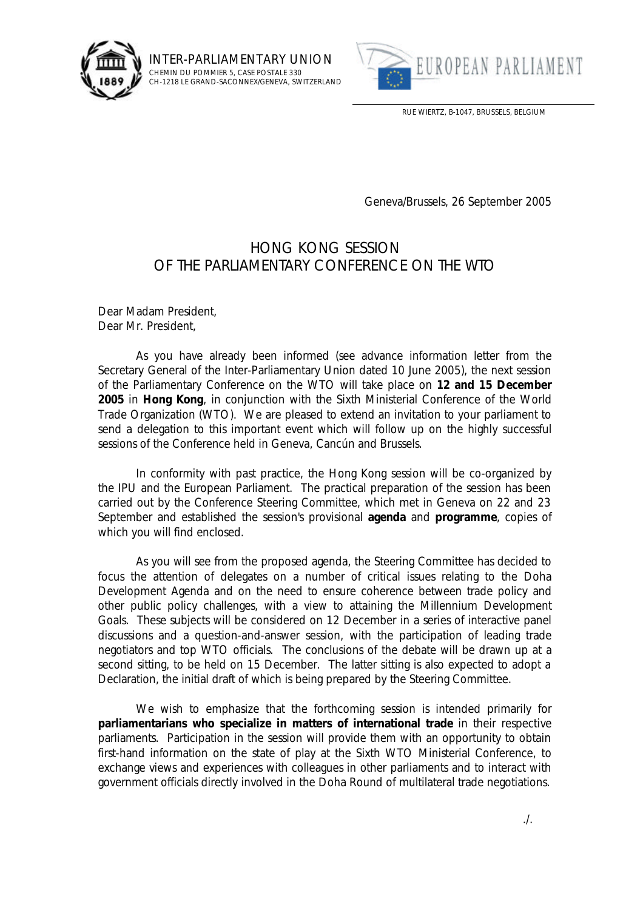INTER-PARLIAMENTARY UNION
CHEMIN DU POMMIER 5, CASE POSTALE 330
CH-1218 LE GRAND-SACONNEX/GENEVA, SWITZERLAND

EUROPEAN PARLIAMENT

RUE WIERTZ, B-1047, BRUSSELS, BELGIUM

Geneva/Brussels, 26 September 2005

# HONG KONG SESSION OF THE PARLIAMENTARY CONFERENCE ON THE WTO

Dear Madam President,
Dear Mr. President,

As you have already been informed (see advance information letter from the Secretary General of the Inter-Parliamentary Union dated 10 June 2005), the next session of the Parliamentary Conference on the WTO will take place on **12 and 15 December 2005** in **Hong Kong**, in conjunction with the Sixth Ministerial Conference of the World Trade Organization (WTO). We are pleased to extend an invitation to your parliament to send a delegation to this important event which will follow up on the highly successful sessions of the Conference held in Geneva, Cancún and Brussels.

In conformity with past practice, the Hong Kong session will be co-organized by the IPU and the European Parliament. The practical preparation of the session has been carried out by the Conference Steering Committee, which met in Geneva on 22 and 23 September and established the session's provisional **agenda** and **programme**, copies of which you will find enclosed.

As you will see from the proposed agenda, the Steering Committee has decided to focus the attention of delegates on a number of critical issues relating to the Doha Development Agenda and on the need to ensure coherence between trade policy and other public policy challenges, with a view to attaining the Millennium Development Goals. These subjects will be considered on 12 December in a series of interactive panel discussions and a question-and-answer session, with the participation of leading trade negotiators and top WTO officials. The conclusions of the debate will be drawn up at a second sitting, to be held on 15 December. The latter sitting is also expected to adopt a Declaration, the initial draft of which is being prepared by the Steering Committee.

We wish to emphasize that the forthcoming session is intended primarily for **parliamentarians who specialize in matters of international trade** in their respective parliaments. Participation in the session will provide them with an opportunity to obtain first-hand information on the state of play at the Sixth WTO Ministerial Conference, to exchange views and experiences with colleagues in other parliaments and to interact with government officials directly involved in the Doha Round of multilateral trade negotiations.

./.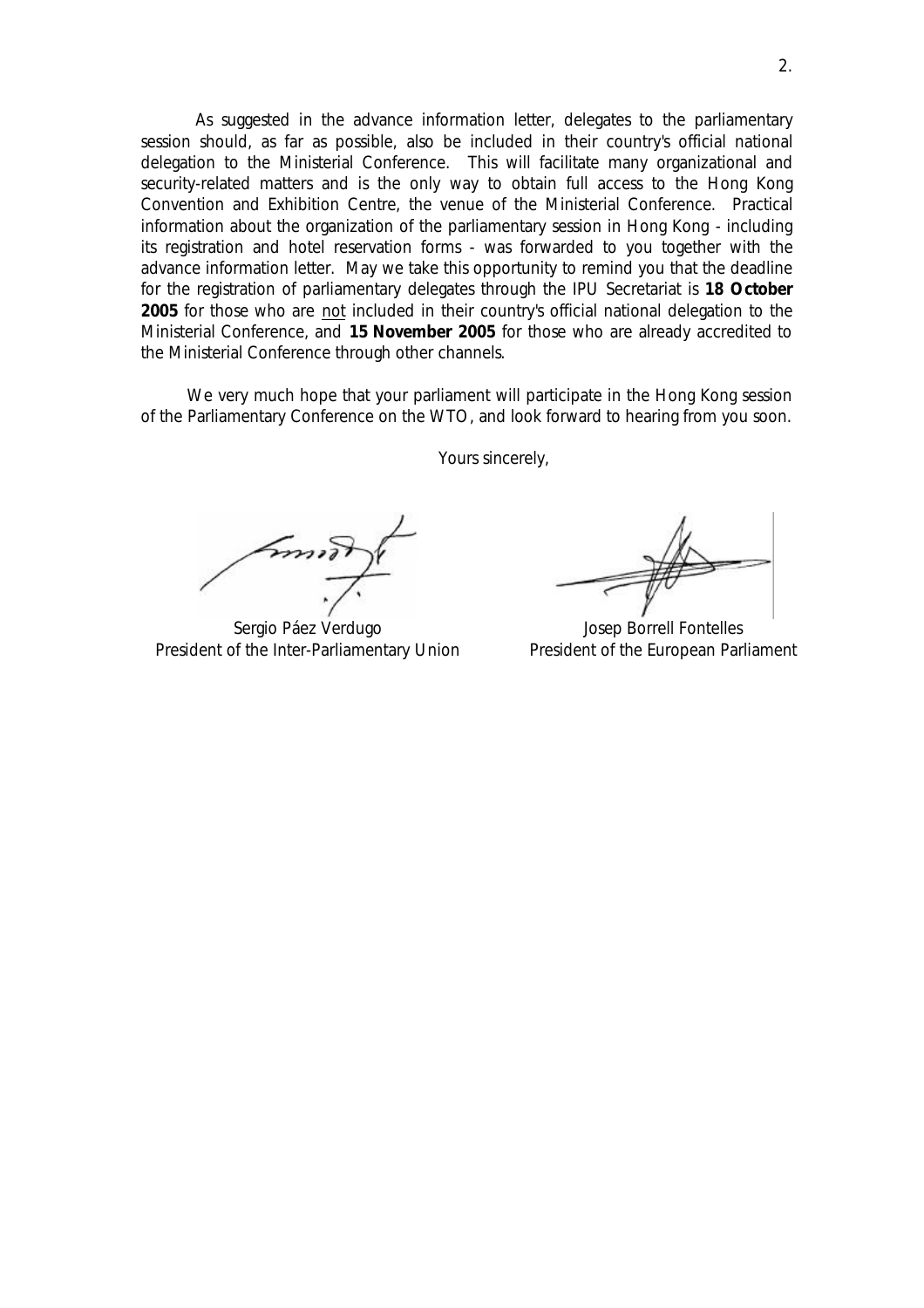As suggested in the advance information letter, delegates to the parliamentary session should, as far as possible, also be included in their country's official national delegation to the Ministerial Conference. This will facilitate many organizational and security-related matters and is the only way to obtain full access to the Hong Kong Convention and Exhibition Centre, the venue of the Ministerial Conference. Practical information about the organization of the parliamentary session in Hong Kong - including its registration and hotel reservation forms - was forwarded to you together with the advance information letter. May we take this opportunity to remind you that the deadline for the registration of parliamentary delegates through the IPU Secretariat is **18 October 2005** for those who are <u>not</u> included in their country's official national delegation to the Ministerial Conference, and **15 November 2005** for those who are already accredited to the Ministerial Conference through other channels.

We very much hope that your parliament will participate in the Hong Kong session of the Parliamentary Conference on the WTO, and look forward to hearing from you soon.

Yours sincerely,

Sergio Páez Verdugo
President of the Inter-Parliamentary Union

Josep Borrell Fontelles
President of the European Parliament